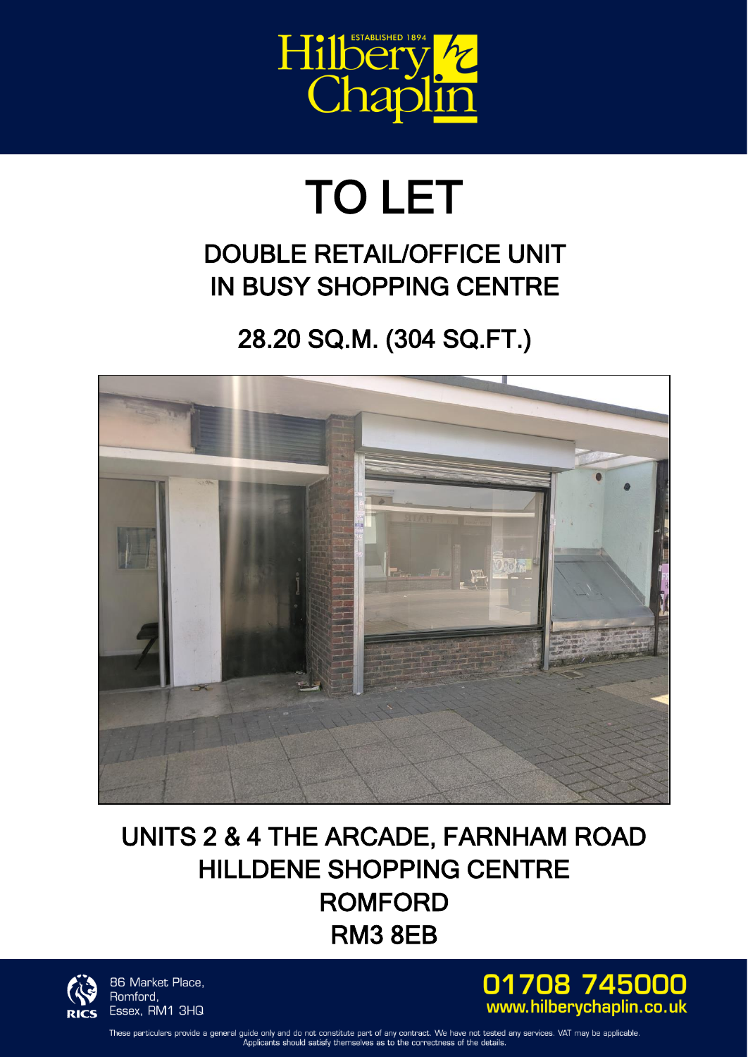Hilbery Chaplin
ESTABLISHED 1894

# TO LET

## DOUBLE RETAIL/OFFICE UNIT IN BUSY SHOPPING CENTRE

## 28.20 SQ.M. (304 SQ.FT.)

## UNITS 2 & 4 THE ARCADE, FARNHAM ROAD
## HILLDENE SHOPPING CENTRE
## ROMFORD
## RM3 8EB

86 Market Place,
Romford,
Essex, RM1 3HQ

**01708 745000**
**www.hilberychaplin.co.uk**

These particulars provide a general guide only and do not constitute part of any contract. We have not tested any services. VAT may be applicable. Applicants should satisfy themselves as to the correctness of the details.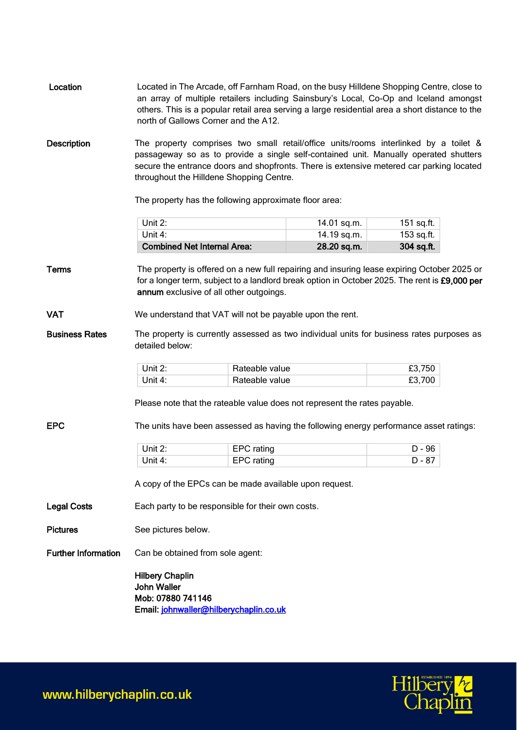**Location**

Located in The Arcade, off Farnham Road, on the busy Hilldene Shopping Centre, close to an array of multiple retailers including Sainsbury's Local, Co-Op and Iceland amongst others. This is a popular retail area serving a large residential area a short distance to the north of Gallows Corner and the A12.

**Description**

The property comprises two small retail/office units/rooms interlinked by a toilet & passageway so as to provide a single self-contained unit. Manually operated shutters secure the entrance doors and shopfronts. There is extensive metered car parking located throughout the Hilldene Shopping Centre.

The property has the following approximate floor area:

| | | |
|---|---:|---:|
| Unit 2: | 14.01 sq.m. | 151 sq.ft. |
| Unit 4: | 14.19 sq.m. | 153 sq.ft. |
| **Combined Net Internal Area:** | **28.20 sq.m.** | **304 sq.ft.** |

**Terms**

The property is offered on a new full repairing and insuring lease expiring October 2025 or for a longer term, subject to a landlord break option in October 2025. The rent is **£9,000 per annum** exclusive of all other outgoings.

**VAT**

We understand that VAT will not be payable upon the rent.

**Business Rates**

The property is currently assessed as two individual units for business rates purposes as detailed below:

| | | |
|---|---|---:|
| Unit 2: | Rateable value | £3,750 |
| Unit 4: | Rateable value | £3,700 |

Please note that the rateable value does not represent the rates payable.

**EPC**

The units have been assessed as having the following energy performance asset ratings:

| | | |
|---|---|---:|
| Unit 2: | EPC rating | D - 96 |
| Unit 4: | EPC rating | D - 87 |

A copy of the EPCs can be made available upon request.

**Legal Costs**

Each party to be responsible for their own costs.

**Pictures**

See pictures below.

**Further Information**

Can be obtained from sole agent:

**Hilbery Chaplin**
**John Waller**
**Mob: 07880 741146**
**Email: johnwaller@hilberychaplin.co.uk**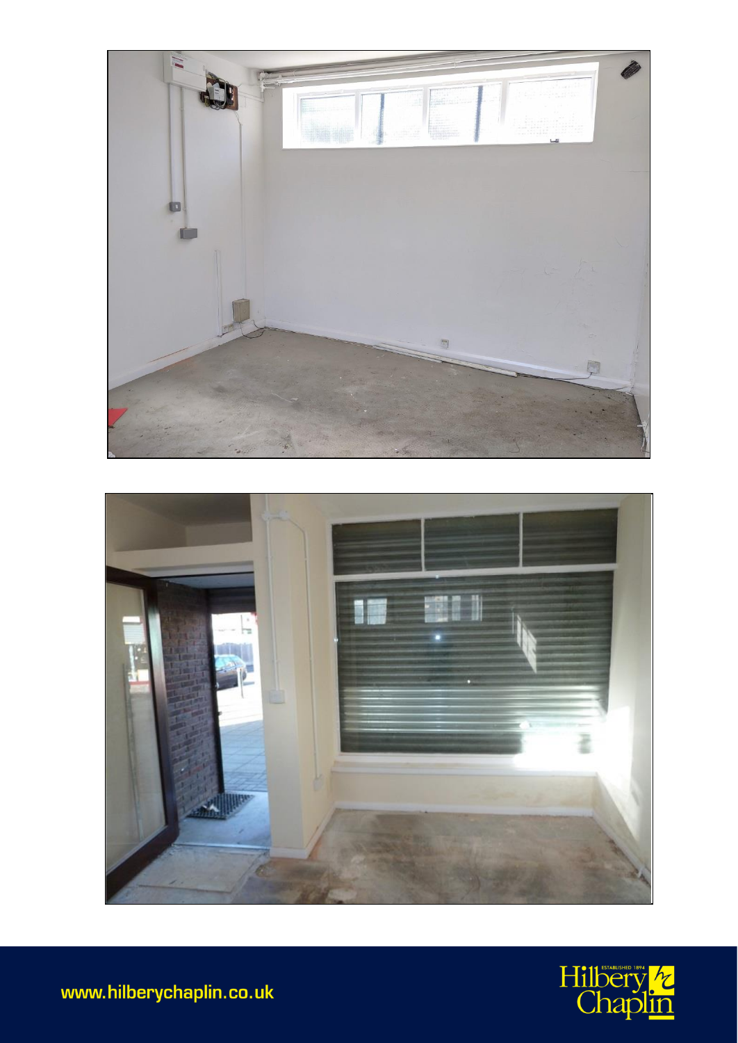www.hilberychaplin.co.uk